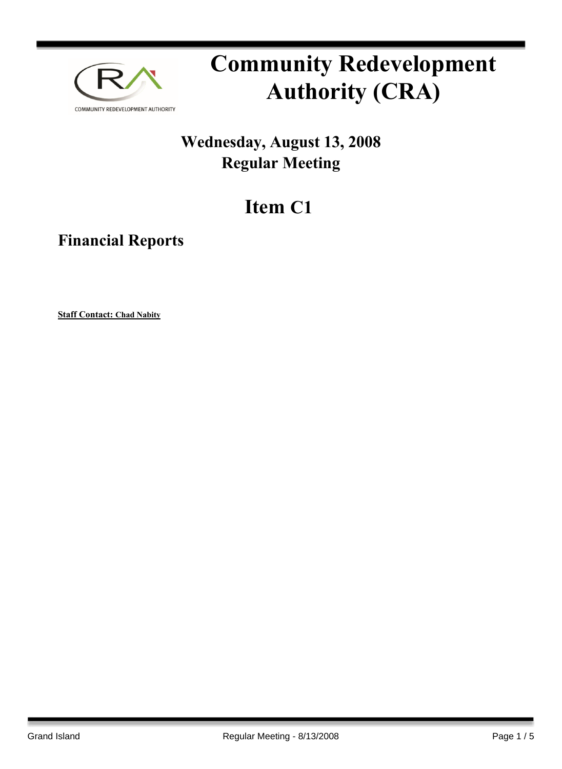# Community Redevelopment Authority (CRA)

## Wednesday, August 13, 2008
## Regular Meeting

# Item C1

## Financial Reports

**Staff Contact: Chad Nabity**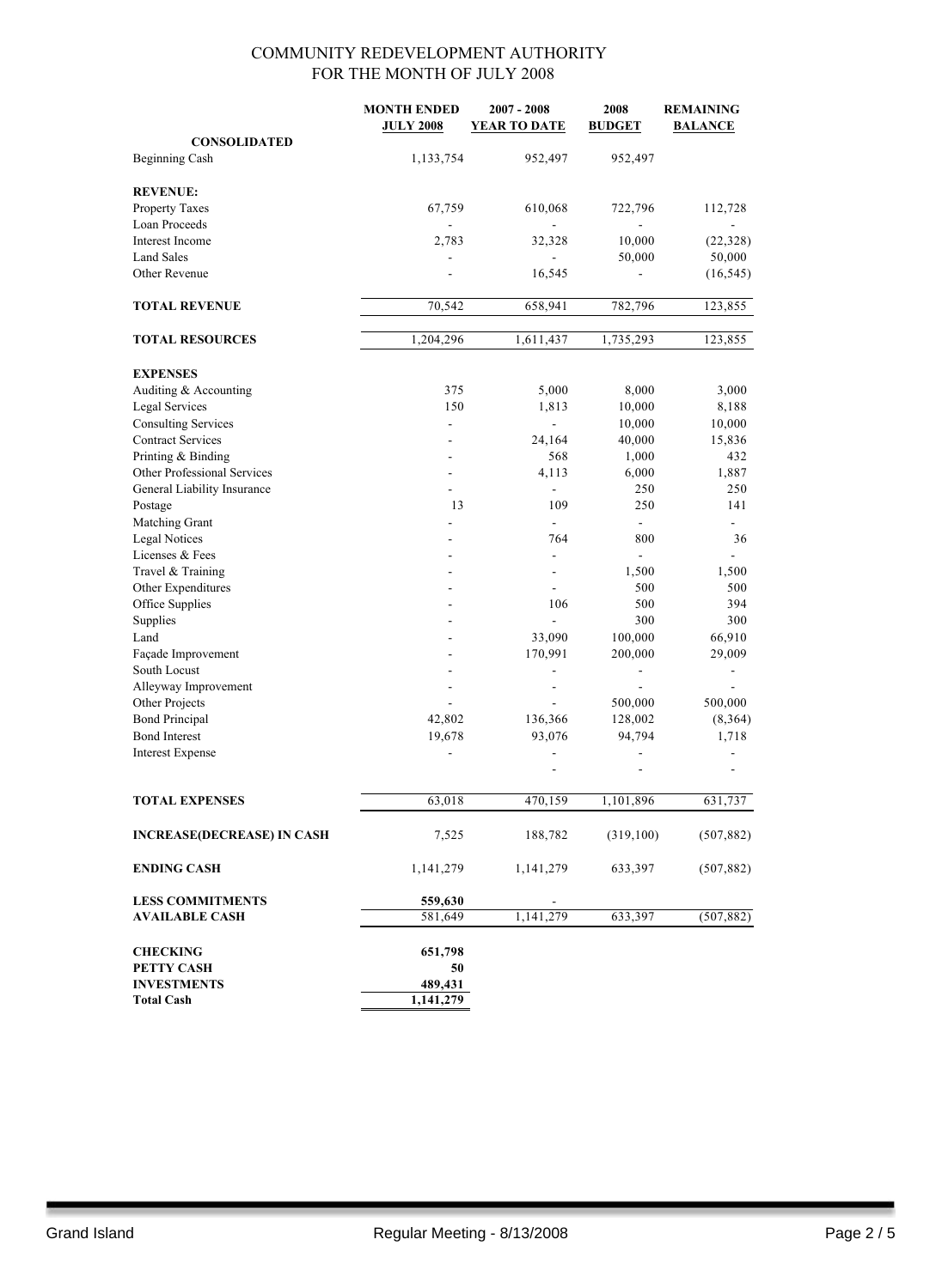# COMMUNITY REDEVELOPMENT AUTHORITY
## FOR THE MONTH OF JULY 2008

| | MONTH ENDED JULY 2008 | 2007 - 2008 YEAR TO DATE | 2008 BUDGET | REMAINING BALANCE |
|---|---|---|---|---|
| **CONSOLIDATED** | | | | |
| Beginning Cash | 1,133,754 | 952,497 | 952,497 | |
| | | | | |
| **REVENUE:** | | | | |
| Property Taxes | 67,759 | 610,068 | 722,796 | 112,728 |
| Loan Proceeds | - | - | - | - |
| Interest Income | 2,783 | 32,328 | 10,000 | (22,328) |
| Land Sales | - | - | 50,000 | 50,000 |
| Other Revenue | - | 16,545 | - | (16,545) |
| | | | | |
| **TOTAL REVENUE** | 70,542 | 658,941 | 782,796 | 123,855 |
| | | | | |
| **TOTAL RESOURCES** | 1,204,296 | 1,611,437 | 1,735,293 | 123,855 |
| | | | | |
| **EXPENSES** | | | | |
| Auditing & Accounting | 375 | 5,000 | 8,000 | 3,000 |
| Legal Services | 150 | 1,813 | 10,000 | 8,188 |
| Consulting Services | - | - | 10,000 | 10,000 |
| Contract Services | - | 24,164 | 40,000 | 15,836 |
| Printing & Binding | - | 568 | 1,000 | 432 |
| Other Professional Services | - | 4,113 | 6,000 | 1,887 |
| General Liability Insurance | - | - | 250 | 250 |
| Postage | 13 | 109 | 250 | 141 |
| Matching Grant | - | - | - | - |
| Legal Notices | - | 764 | 800 | 36 |
| Licenses & Fees | - | - | - | - |
| Travel & Training | - | - | 1,500 | 1,500 |
| Other Expenditures | - | - | 500 | 500 |
| Office Supplies | - | 106 | 500 | 394 |
| Supplies | - | - | 300 | 300 |
| Land | - | 33,090 | 100,000 | 66,910 |
| Façade Improvement | - | 170,991 | 200,000 | 29,009 |
| South Locust | - | - | - | - |
| Alleyway Improvement | - | - | - | - |
| Other Projects | - | - | 500,000 | 500,000 |
| Bond Principal | 42,802 | 136,366 | 128,002 | (8,364) |
| Bond Interest | 19,678 | 93,076 | 94,794 | 1,718 |
| Interest Expense | - | - | - | - |
| | | - | - | - |
| | | | | |
| **TOTAL EXPENSES** | 63,018 | 470,159 | 1,101,896 | 631,737 |
| | | | | |
| **INCREASE(DECREASE) IN CASH** | 7,525 | 188,782 | (319,100) | (507,882) |
| | | | | |
| **ENDING CASH** | 1,141,279 | 1,141,279 | 633,397 | (507,882) |
| | | | | |
| **LESS COMMITMENTS** | **559,630** | - | | |
| **AVAILABLE CASH** | 581,649 | 1,141,279 | 633,397 | (507,882) |
| | | | | |
| **CHECKING** | **651,798** | | | |
| **PETTY CASH** | **50** | | | |
| **INVESTMENTS** | **489,431** | | | |
| **Total Cash** | **1,141,279** | | | |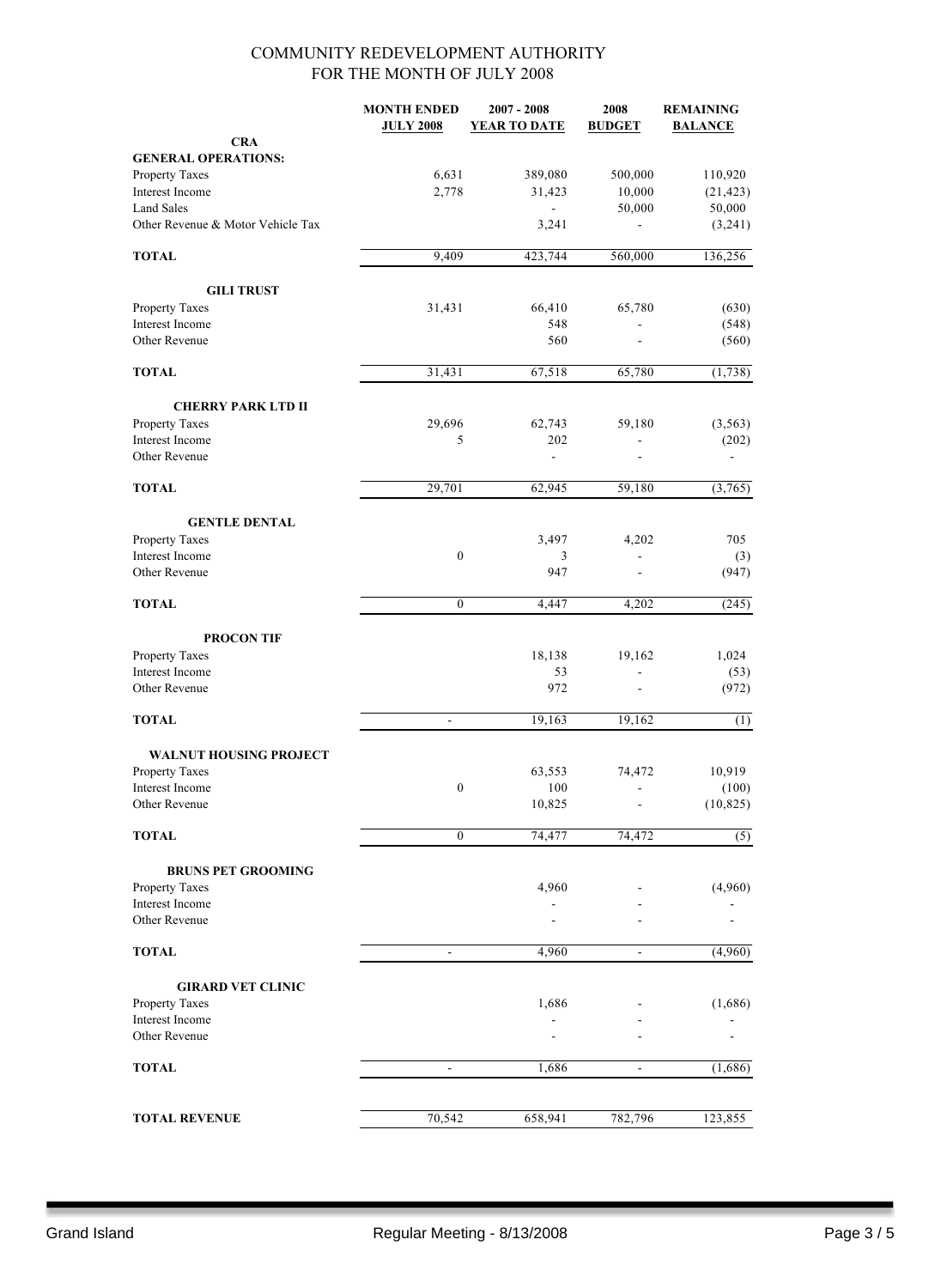# COMMUNITY REDEVELOPMENT AUTHORITY
## FOR THE MONTH OF JULY 2008

| | MONTH ENDED JULY 2008 | 2007 - 2008 YEAR TO DATE | 2008 BUDGET | REMAINING BALANCE |
|---|---|---|---|---|
| **CRA** | | | | |
| **GENERAL OPERATIONS:** | | | | |
| Property Taxes | 6,631 | 389,080 | 500,000 | 110,920 |
| Interest Income | 2,778 | 31,423 | 10,000 | (21,423) |
| Land Sales | | - | 50,000 | 50,000 |
| Other Revenue & Motor Vehicle Tax | | 3,241 | - | (3,241) |
| **TOTAL** | 9,409 | 423,744 | 560,000 | 136,256 |
| **GILI TRUST** | | | | |
| Property Taxes | 31,431 | 66,410 | 65,780 | (630) |
| Interest Income | | 548 | - | (548) |
| Other Revenue | | 560 | - | (560) |
| **TOTAL** | 31,431 | 67,518 | 65,780 | (1,738) |
| **CHERRY PARK LTD II** | | | | |
| Property Taxes | 29,696 | 62,743 | 59,180 | (3,563) |
| Interest Income | 5 | 202 | - | (202) |
| Other Revenue | | - | - | - |
| **TOTAL** | 29,701 | 62,945 | 59,180 | (3,765) |
| **GENTLE DENTAL** | | | | |
| Property Taxes | | 3,497 | 4,202 | 705 |
| Interest Income | 0 | 3 | - | (3) |
| Other Revenue | | 947 | - | (947) |
| **TOTAL** | 0 | 4,447 | 4,202 | (245) |
| **PROCON TIF** | | | | |
| Property Taxes | | 18,138 | 19,162 | 1,024 |
| Interest Income | | 53 | - | (53) |
| Other Revenue | | 972 | - | (972) |
| **TOTAL** | - | 19,163 | 19,162 | (1) |
| **WALNUT HOUSING PROJECT** | | | | |
| Property Taxes | | 63,553 | 74,472 | 10,919 |
| Interest Income | 0 | 100 | - | (100) |
| Other Revenue | | 10,825 | - | (10,825) |
| **TOTAL** | 0 | 74,477 | 74,472 | (5) |
| **BRUNS PET GROOMING** | | | | |
| Property Taxes | | 4,960 | - | (4,960) |
| Interest Income | | - | - | - |
| Other Revenue | | - | - | - |
| **TOTAL** | - | 4,960 | - | (4,960) |
| **GIRARD VET CLINIC** | | | | |
| Property Taxes | | 1,686 | - | (1,686) |
| Interest Income | | - | - | - |
| Other Revenue | | - | - | - |
| **TOTAL** | - | 1,686 | - | (1,686) |
| **TOTAL REVENUE** | 70,542 | 658,941 | 782,796 | 123,855 |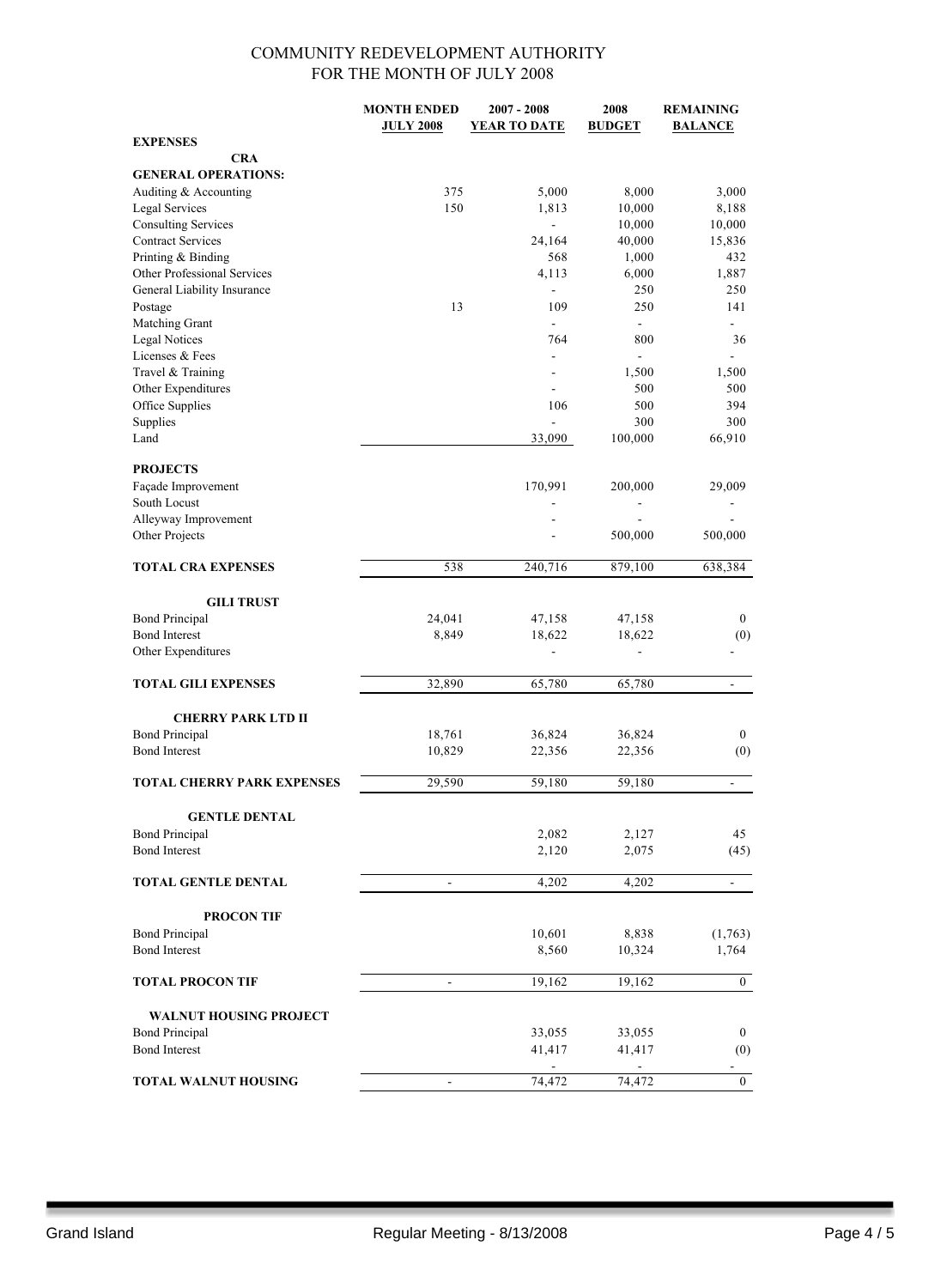# COMMUNITY REDEVELOPMENT AUTHORITY
## FOR THE MONTH OF JULY 2008

| | MONTH ENDED JULY 2008 | 2007 - 2008 YEAR TO DATE | 2008 BUDGET | REMAINING BALANCE |
|---|---|---|---|---|
| **EXPENSES** | | | | |
| **CRA** | | | | |
| **GENERAL OPERATIONS:** | | | | |
| Auditing & Accounting | 375 | 5,000 | 8,000 | 3,000 |
| Legal Services | 150 | 1,813 | 10,000 | 8,188 |
| Consulting Services | | - | 10,000 | 10,000 |
| Contract Services | | 24,164 | 40,000 | 15,836 |
| Printing & Binding | | 568 | 1,000 | 432 |
| Other Professional Services | | 4,113 | 6,000 | 1,887 |
| General Liability Insurance | | - | 250 | 250 |
| Postage | 13 | 109 | 250 | 141 |
| Matching Grant | | - | - | - |
| Legal Notices | | 764 | 800 | 36 |
| Licenses & Fees | | - | - | - |
| Travel & Training | | - | 1,500 | 1,500 |
| Other Expenditures | | - | 500 | 500 |
| Office Supplies | | 106 | 500 | 394 |
| Supplies | | - | 300 | 300 |
| Land | | 33,090 | 100,000 | 66,910 |
| **PROJECTS** | | | | |
| Façade Improvement | | 170,991 | 200,000 | 29,009 |
| South Locust | | - | - | - |
| Alleyway Improvement | | - | - | - |
| Other Projects | | - | 500,000 | 500,000 |
| **TOTAL CRA EXPENSES** | 538 | 240,716 | 879,100 | 638,384 |
| **GILI TRUST** | | | | |
| Bond Principal | 24,041 | 47,158 | 47,158 | 0 |
| Bond Interest | 8,849 | 18,622 | 18,622 | (0) |
| Other Expenditures | | - | - | - |
| **TOTAL GILI EXPENSES** | 32,890 | 65,780 | 65,780 | - |
| **CHERRY PARK LTD II** | | | | |
| Bond Principal | 18,761 | 36,824 | 36,824 | 0 |
| Bond Interest | 10,829 | 22,356 | 22,356 | (0) |
| **TOTAL CHERRY PARK EXPENSES** | 29,590 | 59,180 | 59,180 | - |
| **GENTLE DENTAL** | | | | |
| Bond Principal | | 2,082 | 2,127 | 45 |
| Bond Interest | | 2,120 | 2,075 | (45) |
| **TOTAL GENTLE DENTAL** | - | 4,202 | 4,202 | - |
| **PROCON TIF** | | | | |
| Bond Principal | | 10,601 | 8,838 | (1,763) |
| Bond Interest | | 8,560 | 10,324 | 1,764 |
| **TOTAL PROCON TIF** | - | 19,162 | 19,162 | 0 |
| **WALNUT HOUSING PROJECT** | | | | |
| Bond Principal | | 33,055 | 33,055 | 0 |
| Bond Interest | | 41,417 | 41,417 | (0) |
| | | - | - | - |
| **TOTAL WALNUT HOUSING** | - | 74,472 | 74,472 | 0 |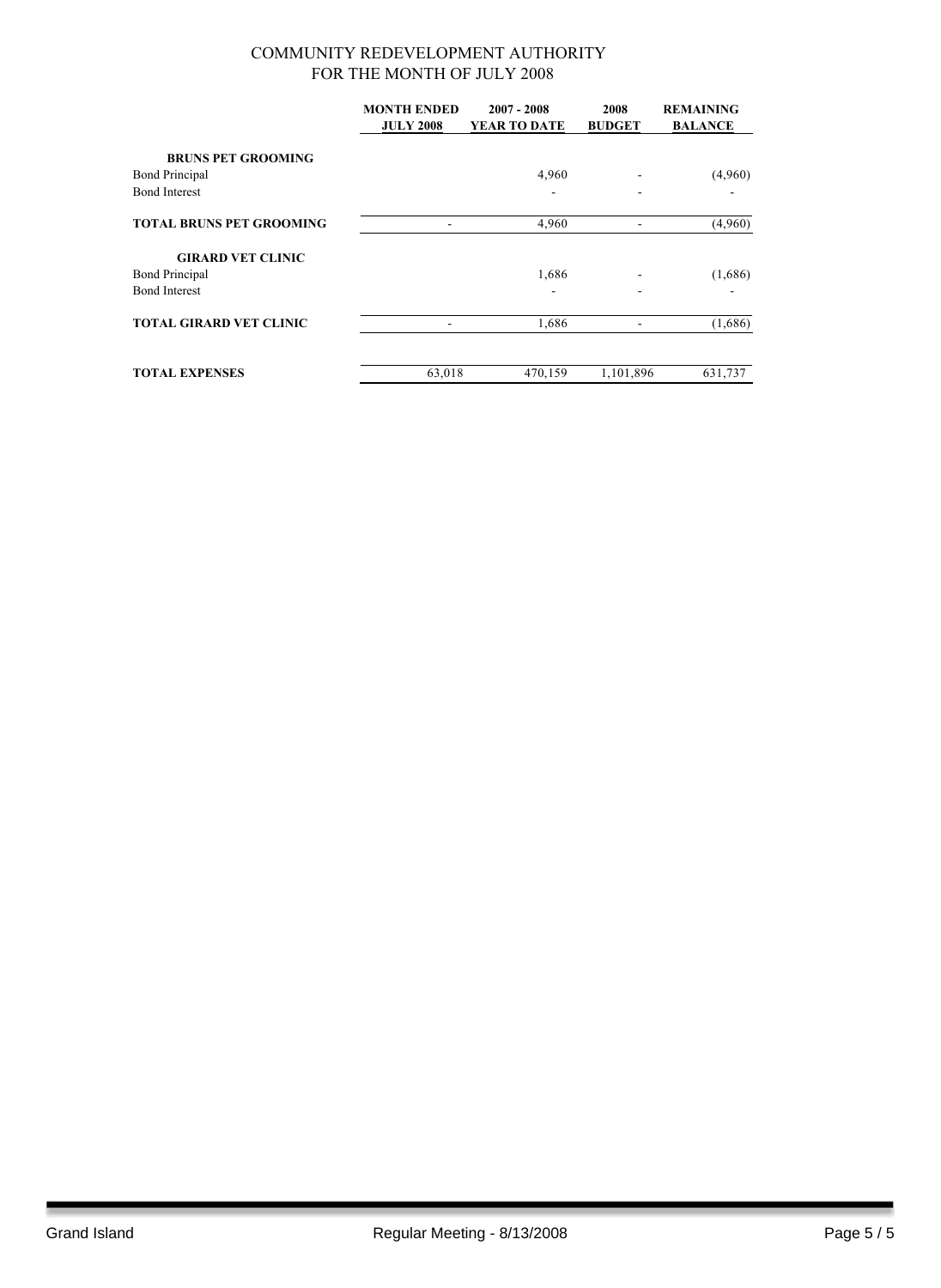# COMMUNITY REDEVELOPMENT AUTHORITY
## FOR THE MONTH OF JULY 2008

| | MONTH ENDED JULY 2008 | 2007 - 2008 YEAR TO DATE | 2008 BUDGET | REMAINING BALANCE |
|---|---|---|---|---|
| **BRUNS PET GROOMING** | | | | |
| Bond Principal | | 4,960 | - | (4,960) |
| Bond Interest | | - | - | - |
| **TOTAL BRUNS PET GROOMING** | - | 4,960 | - | (4,960) |
| **GIRARD VET CLINIC** | | | | |
| Bond Principal | | 1,686 | - | (1,686) |
| Bond Interest | | - | - | - |
| **TOTAL GIRARD VET CLINIC** | - | 1,686 | - | (1,686) |
| **TOTAL EXPENSES** | 63,018 | 470,159 | 1,101,896 | 631,737 |